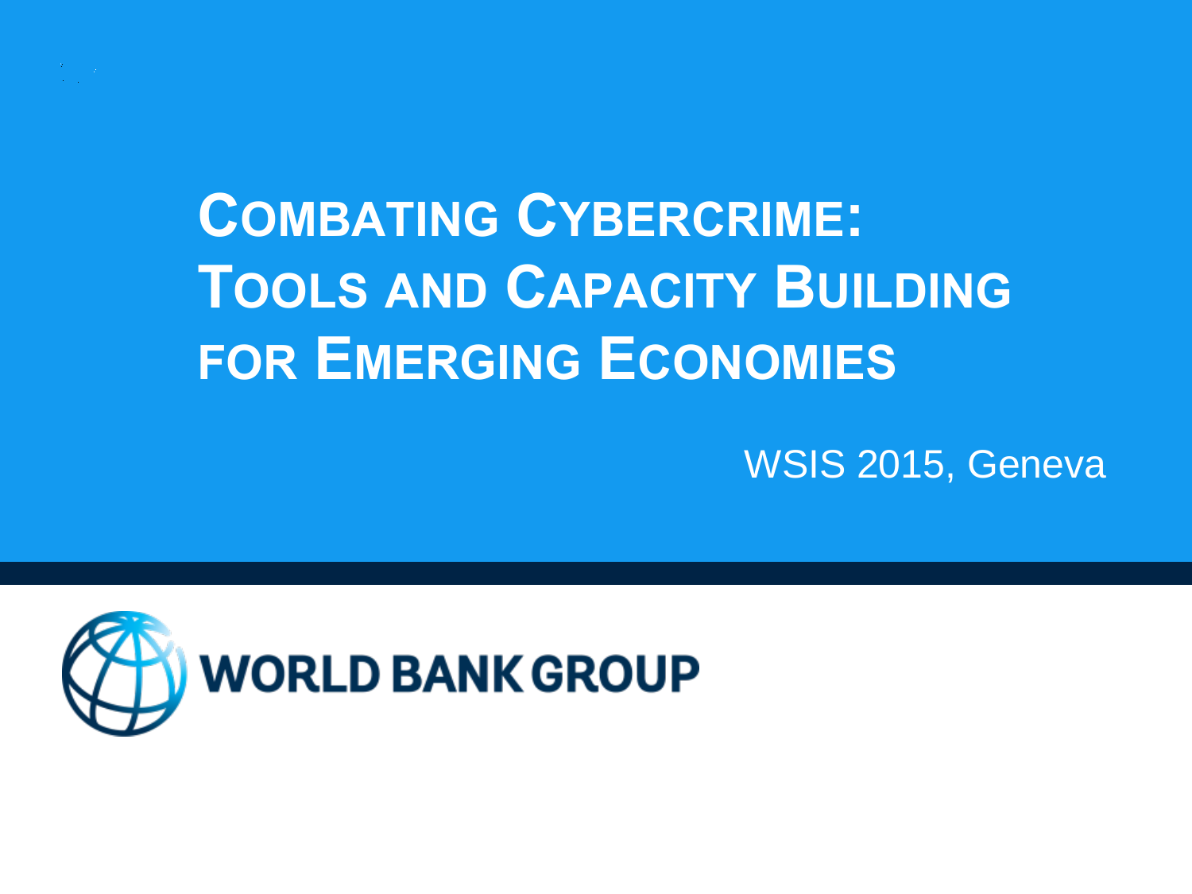# Combating Cybercrime: Tools and Capacity Building for Emerging Economies

WSIS 2015, Geneva

WORLD BANK GROUP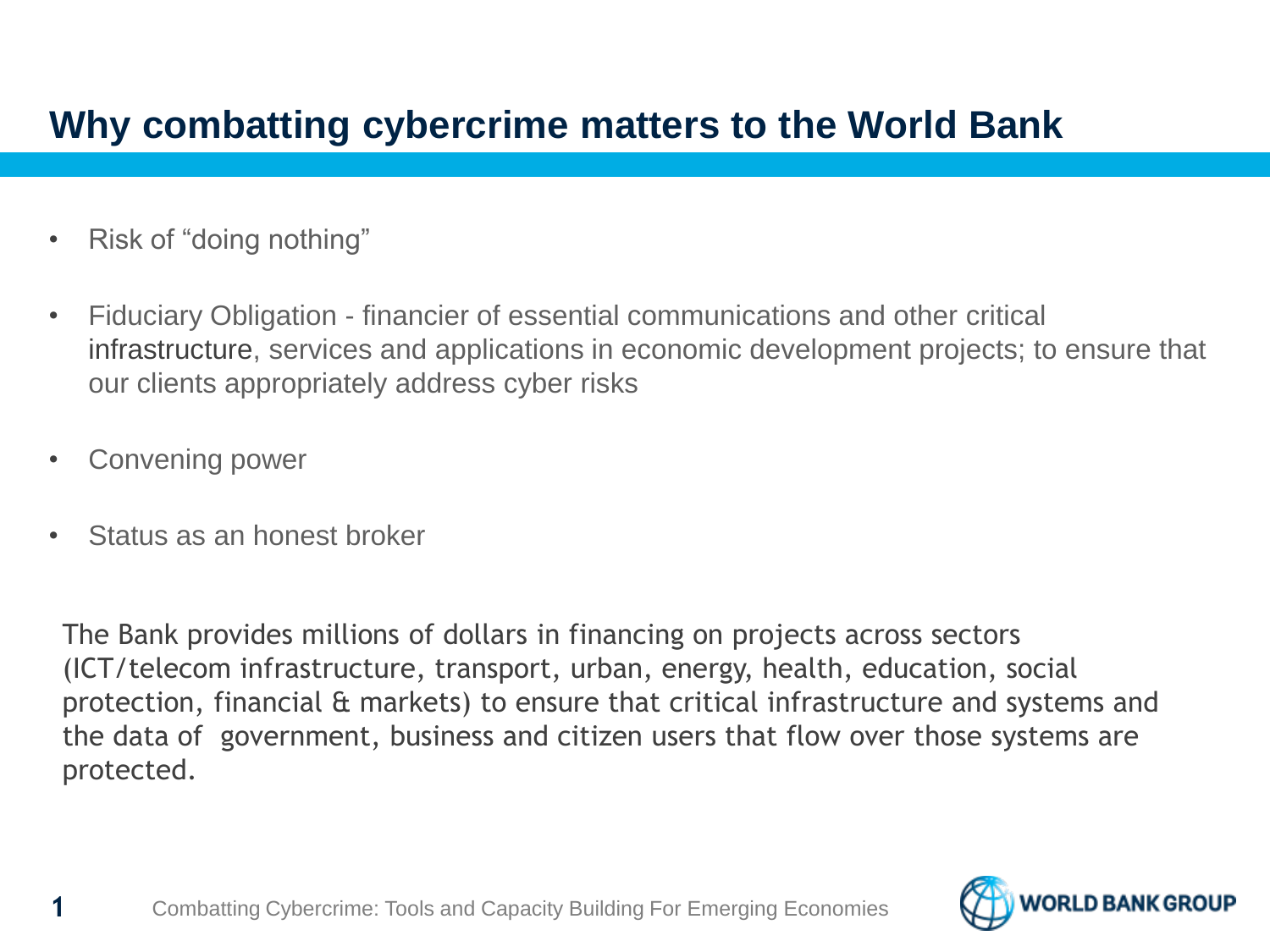# Why combatting cybercrime matters to the World Bank

- Risk of "doing nothing"
- Fiduciary Obligation - financier of essential communications and other critical infrastructure, services and applications in economic development projects; to ensure that our clients appropriately address cyber risks
- Convening power
- Status as an honest broker

The Bank provides millions of dollars in financing on projects across sectors (ICT/telecom infrastructure, transport, urban, energy, health, education, social protection, financial & markets) to ensure that critical infrastructure and systems and the data of government, business and citizen users that flow over those systems are protected.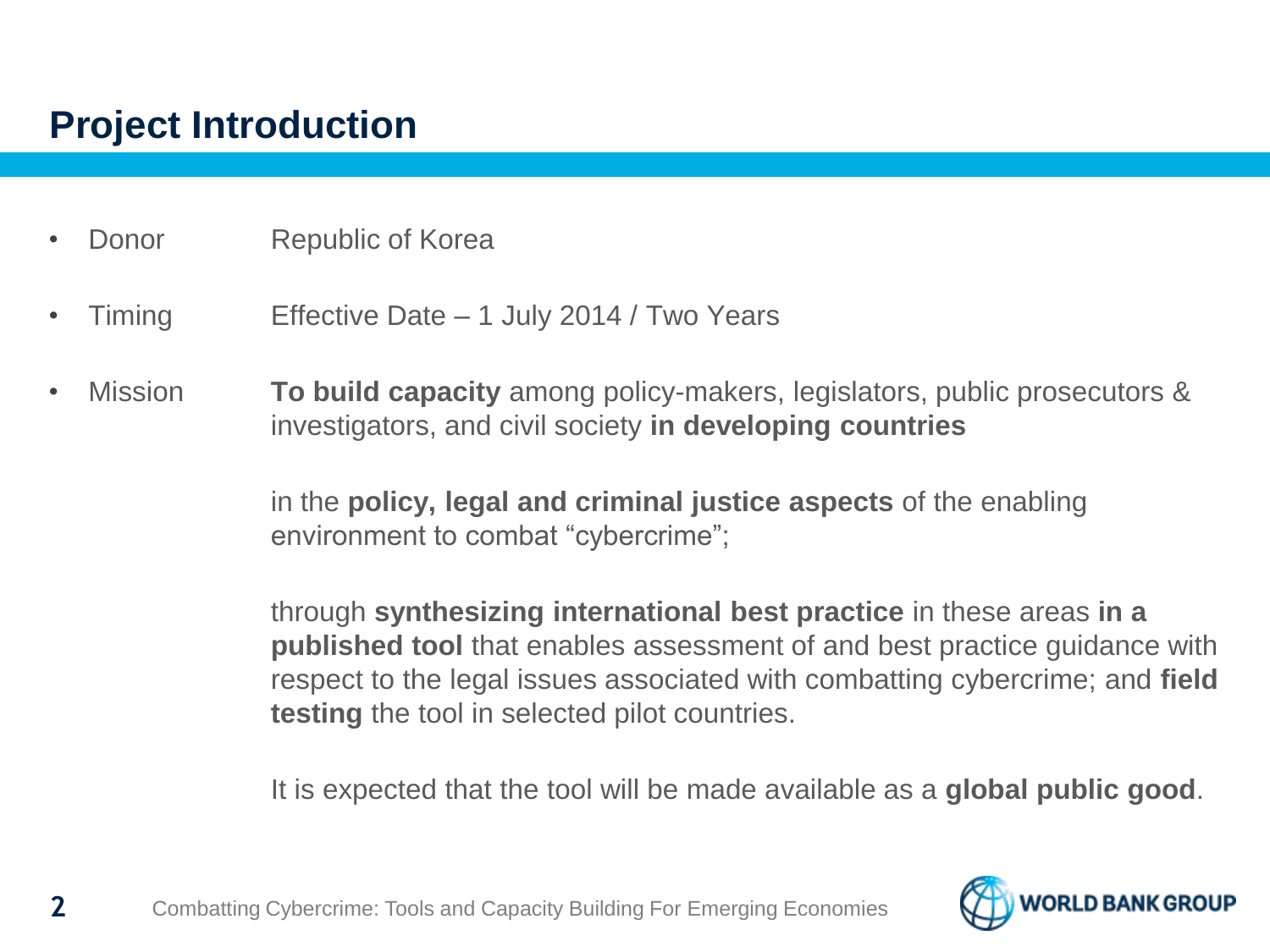## Project Introduction

- Donor — Republic of Korea
- Timing — Effective Date – 1 July 2014 / Two Years
- Mission — **To build capacity** among policy-makers, legislators, public prosecutors & investigators, and civil society **in developing countries**

  in the **policy, legal and criminal justice aspects** of the enabling environment to combat "cybercrime";

  through **synthesizing international best practice** in these areas **in a published tool** that enables assessment of and best practice guidance with respect to the legal issues associated with combatting cybercrime; and **field testing** the tool in selected pilot countries.

  It is expected that the tool will be made available as a **global public good**.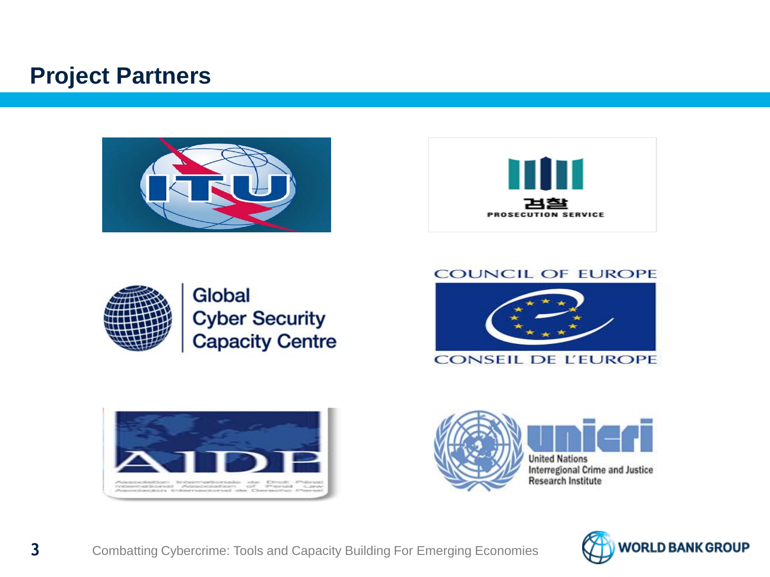## Project Partners

ITU

검찰
PROSECUTION SERVICE

Global
Cyber Security
Capacity Centre

COUNCIL OF EUROPE
CONSEIL DE L'EUROPE

AIDP
Association Internationale de Droit Pénal
International Association of Penal Law
Asociación Internacional de Derecho Penal

unicri
United Nations
Interregional Crime and Justice
Research Institute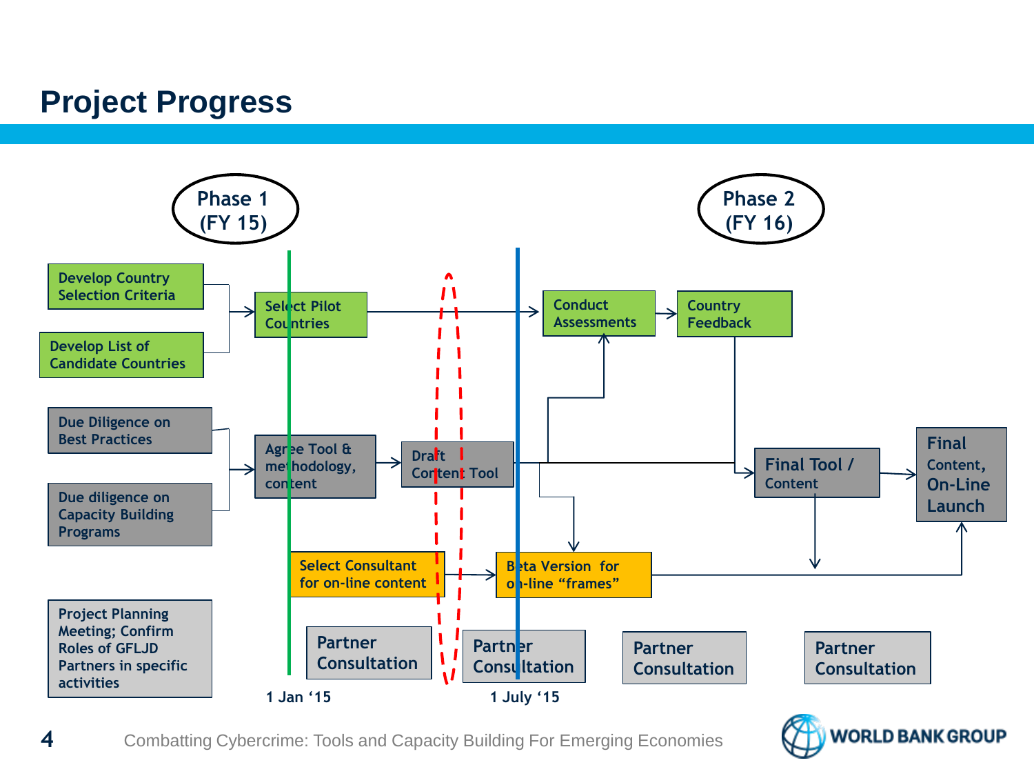# Project Progress

Phase 1 (FY 15)

Phase 2 (FY 16)

- Develop Country Selection Criteria
- Develop List of Candidate Countries
- Select Pilot Countries
- Conduct Assessments
- Country Feedback
- Due Diligence on Best Practices
- Due diligence on Capacity Building Programs
- Agree Tool & methodology, content
- Draft Content Tool
- Final Tool / Content
- Final Content, On-Line Launch
- Select Consultant for on-line content
- Beta Version for on-line "frames"
- Project Planning Meeting; Confirm Roles of GFLJD Partners in specific activities
- Partner Consultation
- Partner Consultation
- Partner Consultation
- Partner Consultation

1 Jan '15

1 July '15

Combatting Cybercrime: Tools and Capacity Building For Emerging Economies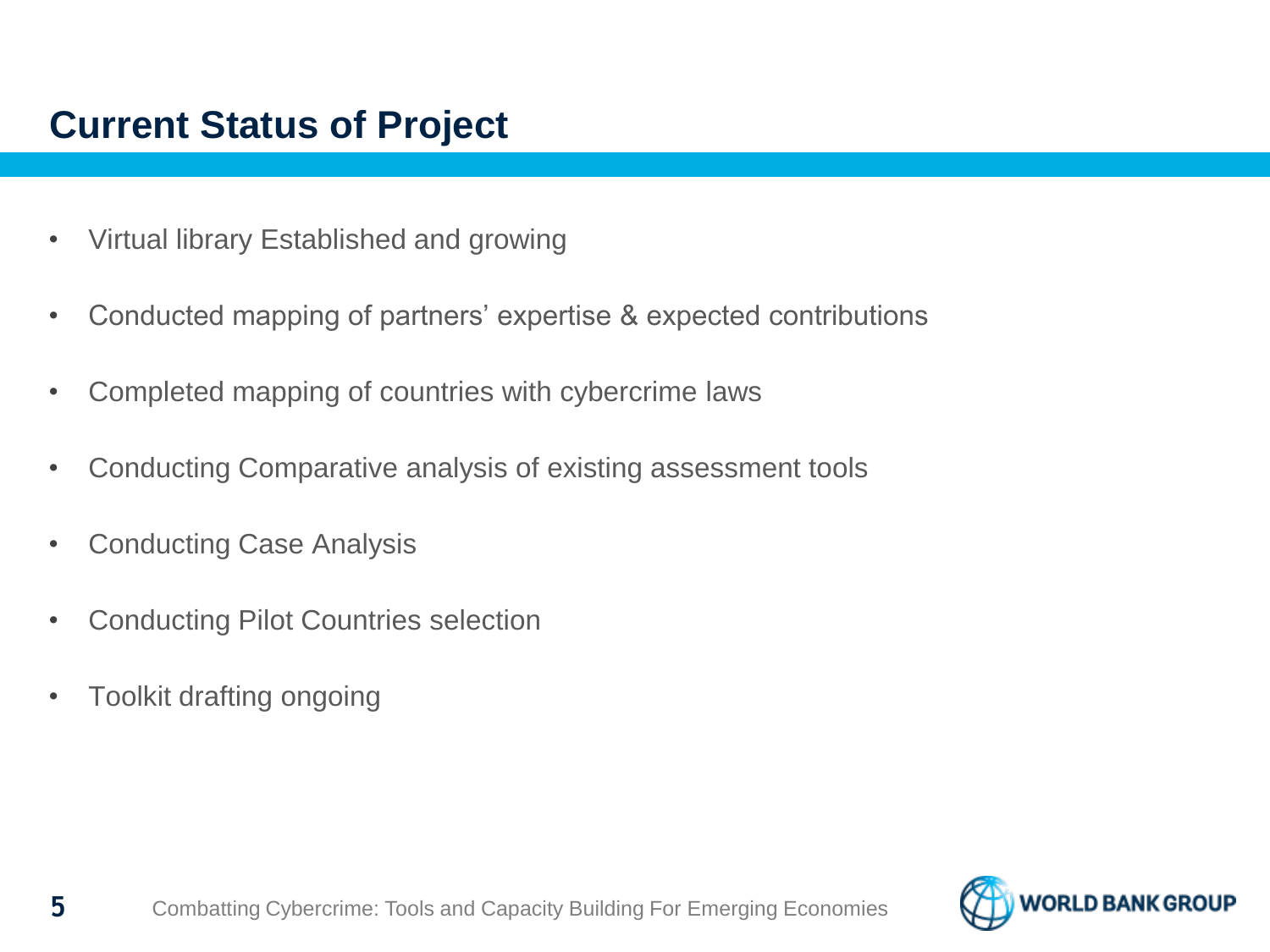## Current Status of Project

- Virtual library Established and growing
- Conducted mapping of partners' expertise & expected contributions
- Completed mapping of countries with cybercrime laws
- Conducting Comparative analysis of existing assessment tools
- Conducting Case Analysis
- Conducting Pilot Countries selection
- Toolkit drafting ongoing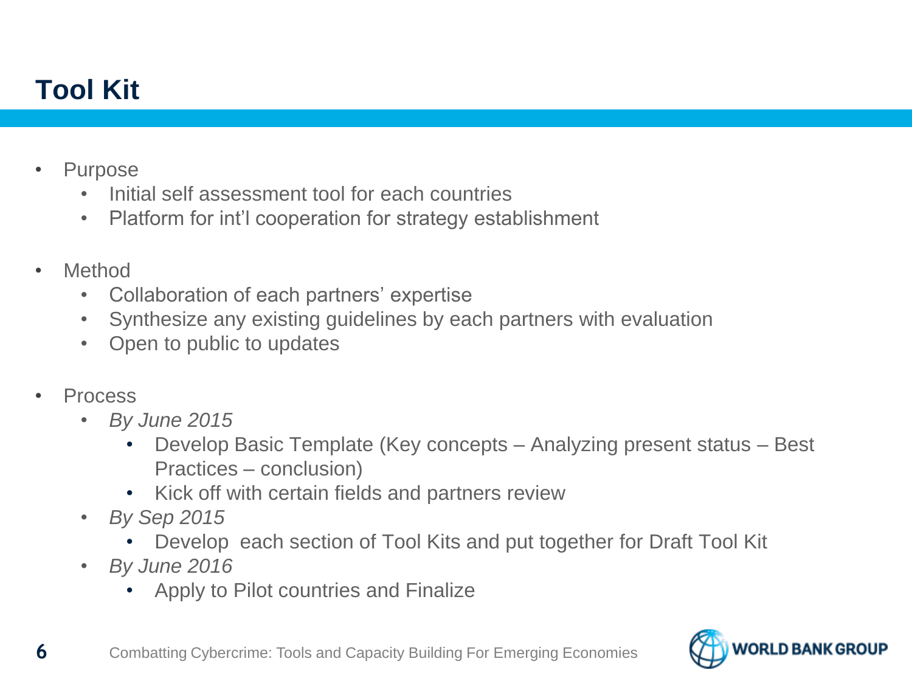# Tool Kit

- Purpose
  - Initial self assessment tool for each countries
  - Platform for int'l cooperation for strategy establishment
- Method
  - Collaboration of each partners' expertise
  - Synthesize any existing guidelines by each partners with evaluation
  - Open to public to updates
- Process
  - *By June 2015*
    - Develop Basic Template (Key concepts – Analyzing present status – Best Practices – conclusion)
    - Kick off with certain fields and partners review
  - *By Sep 2015*
    - Develop each section of Tool Kits and put together for Draft Tool Kit
  - *By June 2016*
    - Apply to Pilot countries and Finalize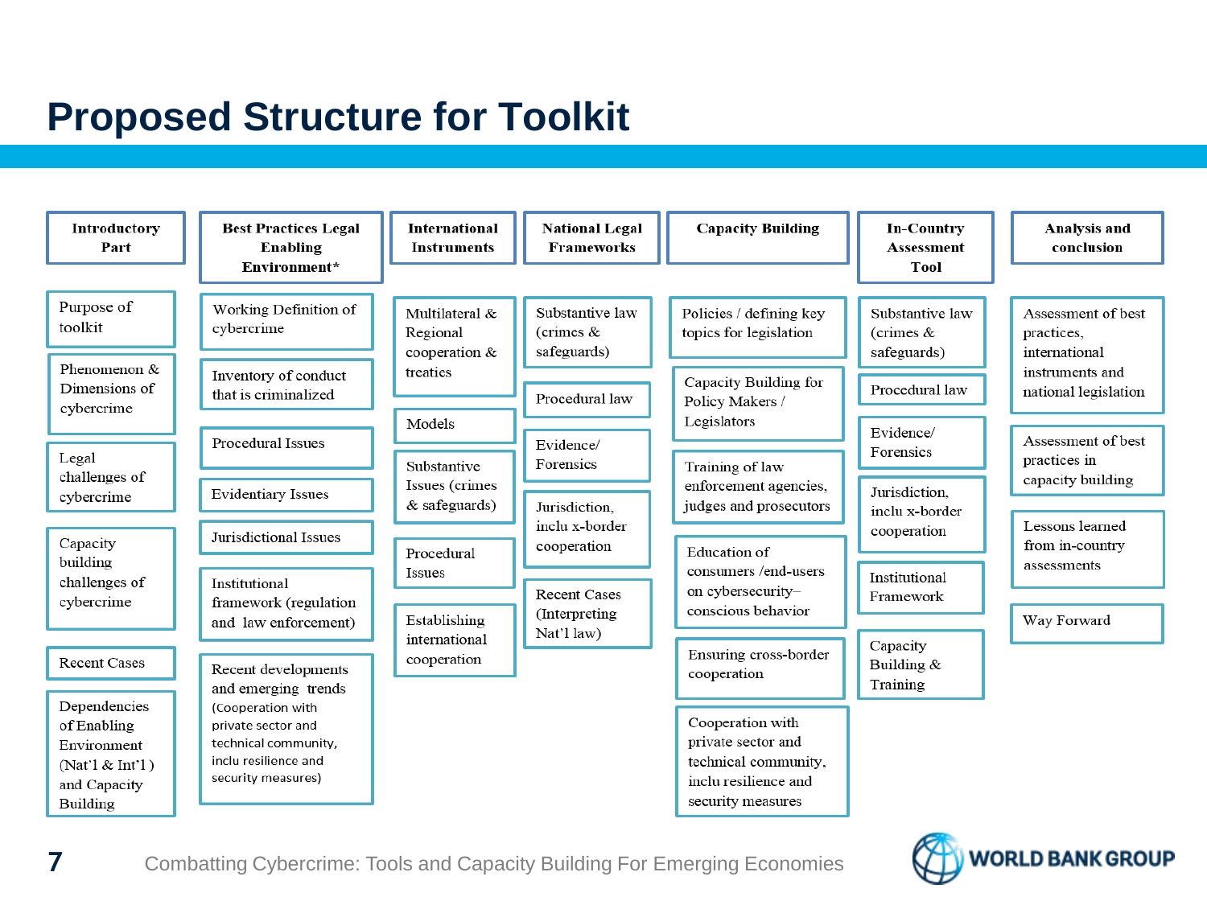# Proposed Structure for Toolkit

| Introductory Part | Best Practices Legal Enabling Environment* | International Instruments | National Legal Frameworks | Capacity Building | In-Country Assessment Tool | Analysis and conclusion |
|---|---|---|---|---|---|---|
| Purpose of toolkit | Working Definition of cybercrime | Multilateral & Regional cooperation & treaties | Substantive law (crimes & safeguards) | Policies / defining key topics for legislation | Substantive law (crimes & safeguards) | Assessment of best practices, international instruments and national legislation |
| Phenomenon & Dimensions of cybercrime | Inventory of conduct that is criminalized | Models | Procedural law | Capacity Building for Policy Makers / Legislators | Procedural law | Assessment of best practices in capacity building |
| Legal challenges of cybercrime | Procedural Issues | Substantive Issues (crimes & safeguards) | Evidence/ Forensics | Training of law enforcement agencies, judges and prosecutors | Evidence/ Forensics | Lessons learned from in-country assessments |
| Capacity building challenges of cybercrime | Evidentiary Issues | Procedural Issues | Jurisdiction, inclu x-border cooperation | Education of consumers /end-users on cybersecurity–conscious behavior | Jurisdiction, inclu x-border cooperation | Way Forward |
| Recent Cases | Jurisdictional Issues | Establishing international cooperation | Recent Cases (Interpreting Nat'l law) | Ensuring cross-border cooperation | Institutional Framework | |
| Dependencies of Enabling Environment (Nat'l & Int'l ) and Capacity Building | Institutional framework (regulation and law enforcement) | | | Cooperation with private sector and technical community, inclu resilience and security measures | Capacity Building & Training | |
| | Recent developments and emerging trends (Cooperation with private sector and technical community, inclu resilience and security measures) | | | | | |

Combatting Cybercrime: Tools and Capacity Building For Emerging Economies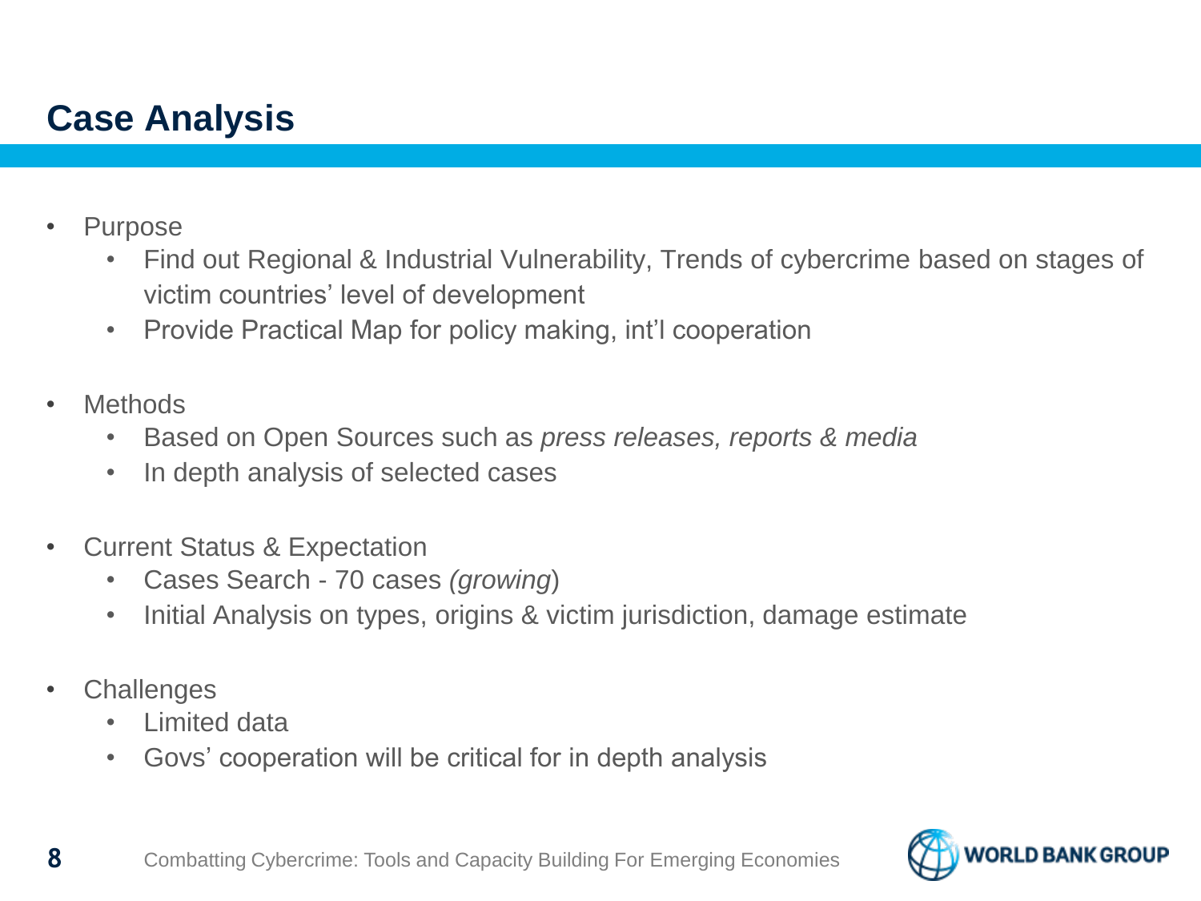## Case Analysis

- Purpose
  - Find out Regional & Industrial Vulnerability, Trends of cybercrime based on stages of victim countries' level of development
  - Provide Practical Map for policy making, int'l cooperation
- Methods
  - Based on Open Sources such as *press releases, reports & media*
  - In depth analysis of selected cases
- Current Status & Expectation
  - Cases Search - 70 cases *(growing)*
  - Initial Analysis on types, origins & victim jurisdiction, damage estimate
- Challenges
  - Limited data
  - Govs' cooperation will be critical for in depth analysis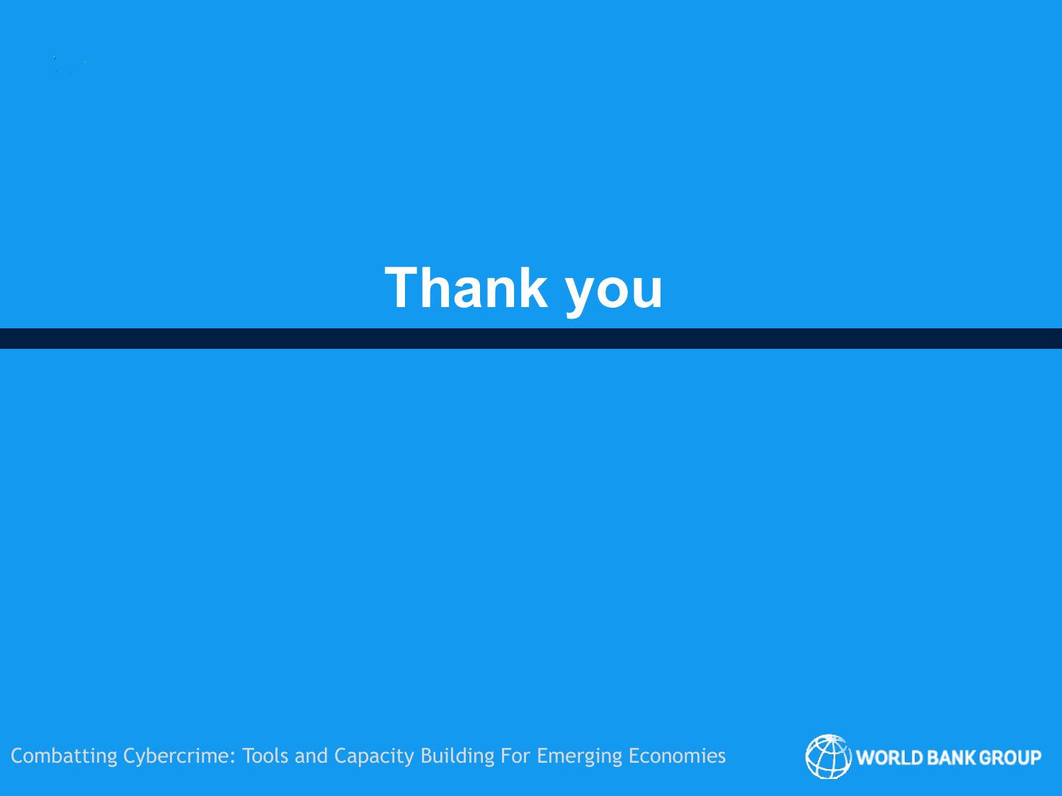# Thank you